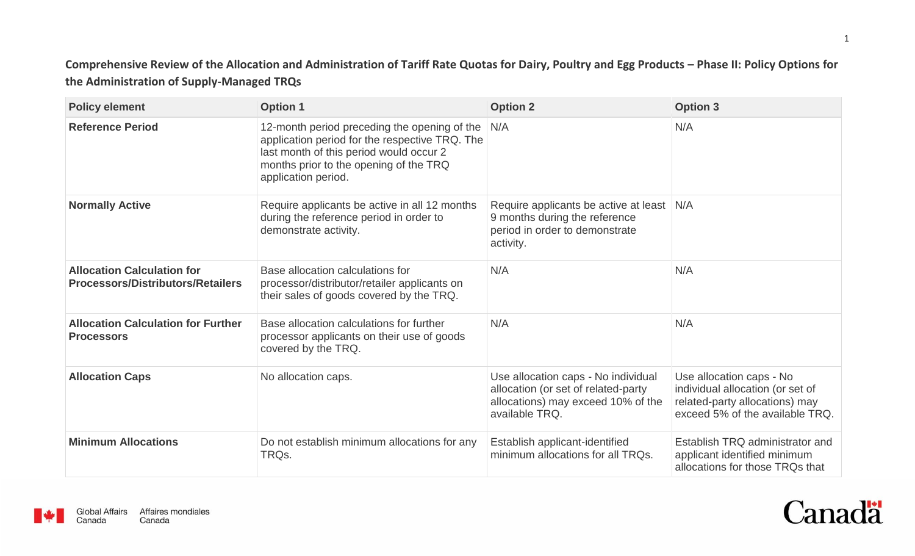**Comprehensive Review of the Allocation and Administration of Tariff Rate Quotas for Dairy, Poultry and Egg Products – Phase II: Policy Options for the Administration of Supply-Managed TRQs**

| Policy element | Option 1 | Option 2 | Option 3 |
|---|---|---|---|
| **Reference Period** | 12-month period preceding the opening of the application period for the respective TRQ. The last month of this period would occur 2 months prior to the opening of the TRQ application period. | N/A | N/A |
| **Normally Active** | Require applicants be active in all 12 months during the reference period in order to demonstrate activity. | Require applicants be active at least 9 months during the reference period in order to demonstrate activity. | N/A |
| **Allocation Calculation for Processors/Distributors/Retailers** | Base allocation calculations for processor/distributor/retailer applicants on their sales of goods covered by the TRQ. | N/A | N/A |
| **Allocation Calculation for Further Processors** | Base allocation calculations for further processor applicants on their use of goods covered by the TRQ. | N/A | N/A |
| **Allocation Caps** | No allocation caps. | Use allocation caps - No individual allocation (or set of related-party allocations) may exceed 10% of the available TRQ. | Use allocation caps - No individual allocation (or set of related-party allocations) may exceed 5% of the available TRQ. |
| **Minimum Allocations** | Do not establish minimum allocations for any TRQs. | Establish applicant-identified minimum allocations for all TRQs. | Establish TRQ administrator and applicant identified minimum allocations for those TRQs that |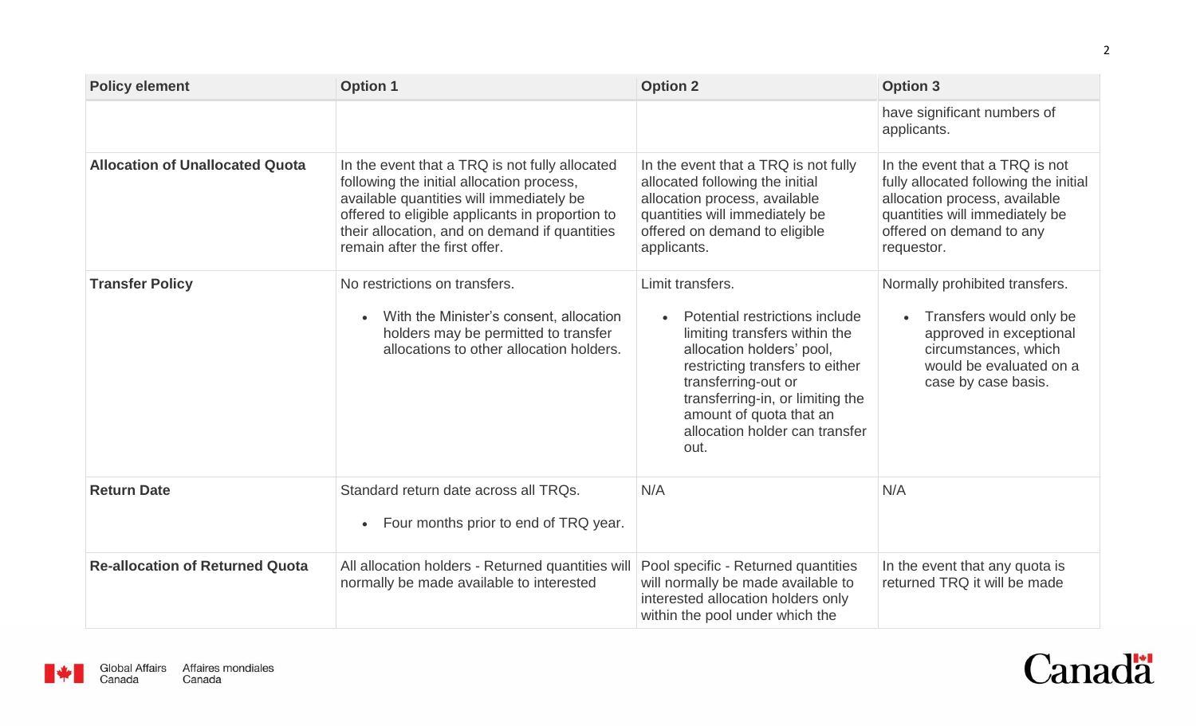| Policy element | Option 1 | Option 2 | Option 3 |
| --- | --- | --- | --- |
| | | | have significant numbers of applicants. |
| **Allocation of Unallocated Quota** | In the event that a TRQ is not fully allocated following the initial allocation process, available quantities will immediately be offered to eligible applicants in proportion to their allocation, and on demand if quantities remain after the first offer. | In the event that a TRQ is not fully allocated following the initial allocation process, available quantities will immediately be offered on demand to eligible applicants. | In the event that a TRQ is not fully allocated following the initial allocation process, available quantities will immediately be offered on demand to any requestor. |
| **Transfer Policy** | No restrictions on transfers.<br>• With the Minister's consent, allocation holders may be permitted to transfer allocations to other allocation holders. | Limit transfers.<br>• Potential restrictions include limiting transfers within the allocation holders' pool, restricting transfers to either transferring-out or transferring-in, or limiting the amount of quota that an allocation holder can transfer out. | Normally prohibited transfers.<br>• Transfers would only be approved in exceptional circumstances, which would be evaluated on a case by case basis. |
| **Return Date** | Standard return date across all TRQs.<br>• Four months prior to end of TRQ year. | N/A | N/A |
| **Re-allocation of Returned Quota** | All allocation holders - Returned quantities will normally be made available to interested | Pool specific - Returned quantities will normally be made available to interested allocation holders only within the pool under which the | In the event that any quota is returned TRQ it will be made |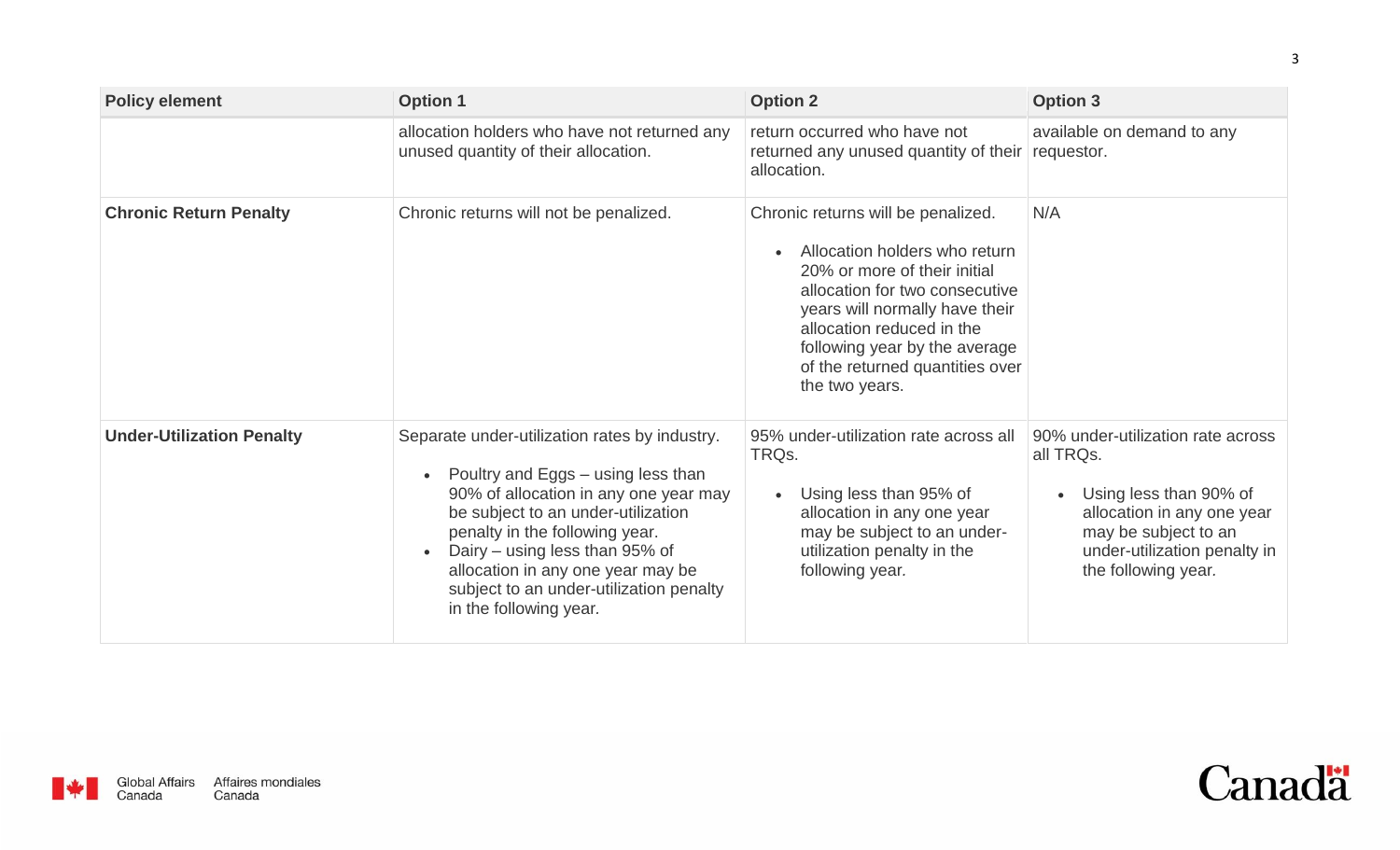| Policy element | Option 1 | Option 2 | Option 3 |
| --- | --- | --- | --- |
| | allocation holders who have not returned any unused quantity of their allocation. | return occurred who have not returned any unused quantity of their allocation. | available on demand to any requestor. |
| **Chronic Return Penalty** | Chronic returns will not be penalized. | Chronic returns will be penalized.<br><br>• Allocation holders who return 20% or more of their initial allocation for two consecutive years will normally have their allocation reduced in the following year by the average of the returned quantities over the two years. | N/A |
| **Under-Utilization Penalty** | Separate under-utilization rates by industry.<br><br>• Poultry and Eggs – using less than 90% of allocation in any one year may be subject to an under-utilization penalty in the following year.<br>• Dairy – using less than 95% of allocation in any one year may be subject to an under-utilization penalty in the following year. | 95% under-utilization rate across all TRQs.<br><br>• Using less than 95% of allocation in any one year may be subject to an under-utilization penalty in the following year. | 90% under-utilization rate across all TRQs.<br><br>• Using less than 90% of allocation in any one year may be subject to an under-utilization penalty in the following year. |